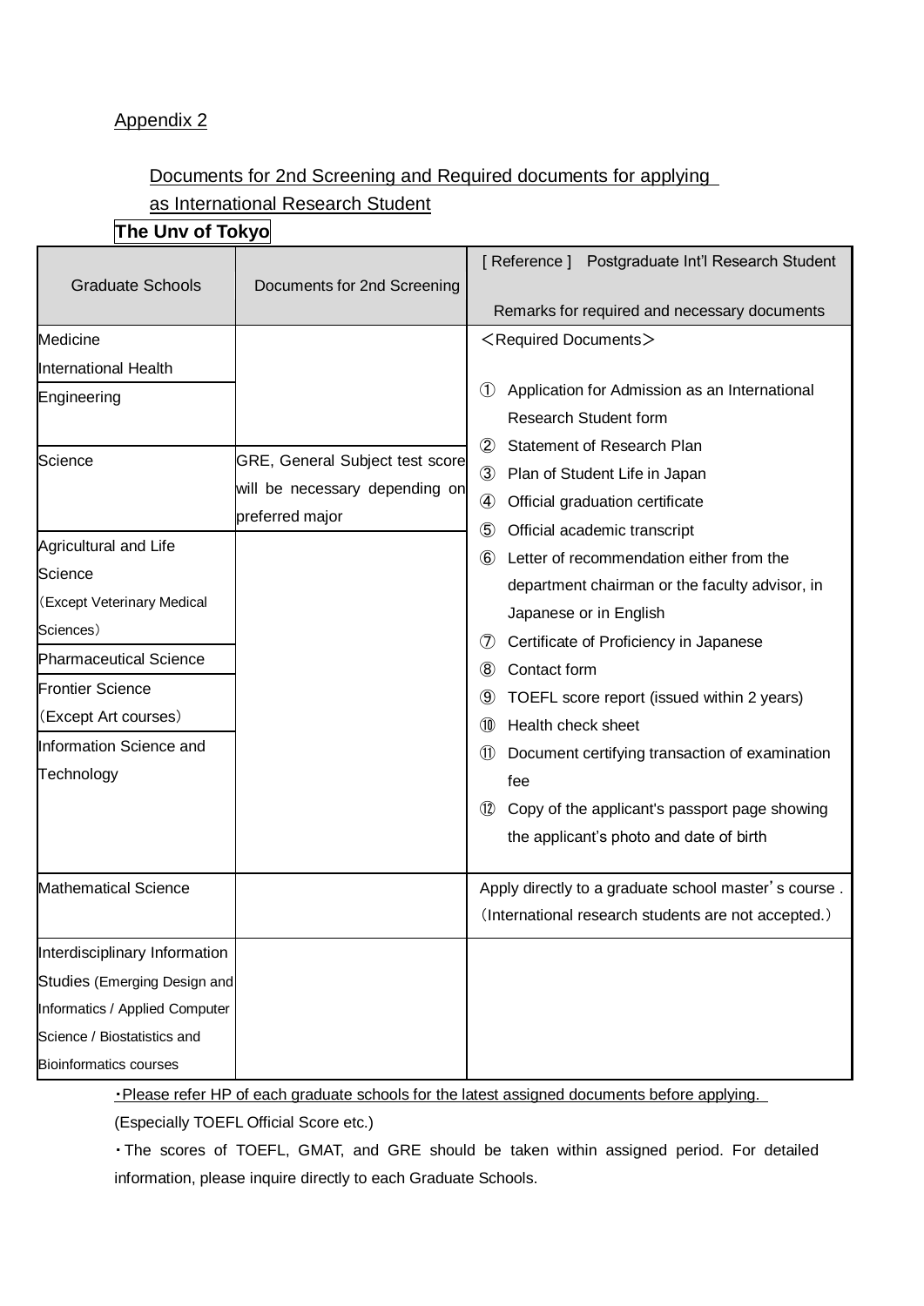Appendix 2

## Documents for 2nd Screening and Required documents for applying as International Research Student

**The Unv of Tokyo**

| Graduate Schools | Documents for 2nd Screening | [ Reference ]　Postgraduate Int'l Research Student<br><br>Remarks for required and necessary documents |
|---|---|---|
| Medicine<br>International Health | | ＜Required Documents＞<br><br>① Application for Admission as an International Research Student form<br>② Statement of Research Plan<br>③ Plan of Student Life in Japan<br>④ Official graduation certificate<br>⑤ Official academic transcript<br>⑥ Letter of recommendation either from the department chairman or the faculty advisor, in Japanese or in English<br>⑦ Certificate of Proficiency in Japanese<br>⑧ Contact form<br>⑨ TOEFL score report (issued within 2 years)<br>⑩ Health check sheet<br>⑪ Document certifying transaction of examination fee<br>⑫ Copy of the applicant's passport page showing the applicant's photo and date of birth |
| Engineering | | |
| Science | GRE, General Subject test score will be necessary depending on preferred major | |
| Agricultural and Life Science<br>（Except Veterinary Medical Sciences） | | |
| Pharmaceutical Science | | |
| Frontier Science<br>（Except Art courses） | | |
| Information Science and Technology | | |
| Mathematical Science | | Apply directly to a graduate school master's course .<br>（International research students are not accepted.） |
| Interdisciplinary Information Studies (Emerging Design and Informatics / Applied Computer Science / Biostatistics and Bioinformatics courses | | |

・Please refer HP of each graduate schools for the latest assigned documents before applying.
(Especially TOEFL Official Score etc.)

・The scores of TOEFL, GMAT, and GRE should be taken within assigned period. For detailed information, please inquire directly to each Graduate Schools.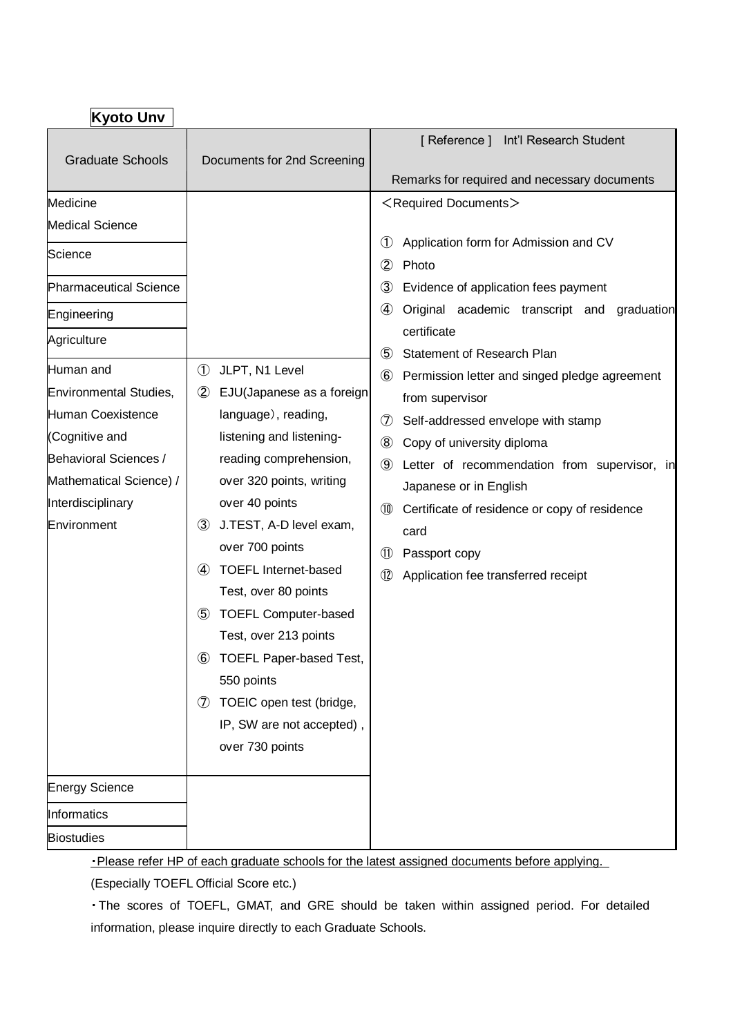**Kyoto Unv**

| Graduate Schools | Documents for 2nd Screening | [ Reference ]  Int'l Research Student<br><br>Remarks for required and necessary documents |
|---|---|---|
| Medicine<br>Medical Science | | ＜Required Documents＞<br><br>① Application form for Admission and CV<br>② Photo<br>③ Evidence of application fees payment<br>④ Original academic transcript and graduation certificate<br>⑤ Statement of Research Plan<br>⑥ Permission letter and singed pledge agreement from supervisor<br>⑦ Self-addressed envelope with stamp<br>⑧ Copy of university diploma<br>⑨ Letter of recommendation from supervisor, in Japanese or in English<br>⑩ Certificate of residence or copy of residence card<br>⑪ Passport copy<br>⑫ Application fee transferred receipt |
| Science | | |
| Pharmaceutical Science | | |
| Engineering | | |
| Agriculture | | |
| Human and Environmental Studies, Human Coexistence (Cognitive and Behavioral Sciences / Mathematical Science) / Interdisciplinary Environment | ① JLPT, N1 Level<br>② EJU(Japanese as a foreign language), reading, listening and listening-reading comprehension, over 320 points, writing over 40 points<br>③ J.TEST, A-D level exam, over 700 points<br>④ TOEFL Internet-based Test, over 80 points<br>⑤ TOEFL Computer-based Test, over 213 points<br>⑥ TOEFL Paper-based Test, 550 points<br>⑦ TOEIC open test (bridge, IP, SW are not accepted), over 730 points | |
| Energy Science | | |
| Informatics | | |
| Biostudies | | |

・Please refer HP of each graduate schools for the latest assigned documents before applying.
(Especially TOEFL Official Score etc.)

・The scores of TOEFL, GMAT, and GRE should be taken within assigned period. For detailed information, please inquire directly to each Graduate Schools.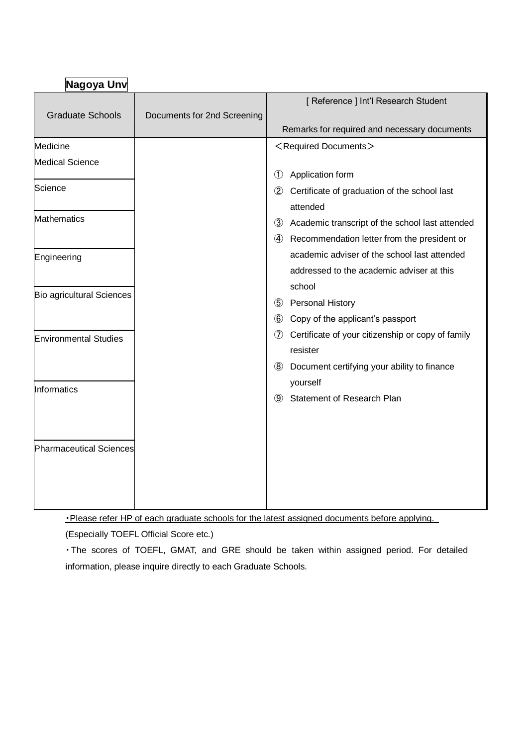**Nagoya Unv**

| Graduate Schools | Documents for 2nd Screening | [ Reference ] Int'l Research Student<br><br>Remarks for required and necessary documents |
|---|---|---|
| Medicine<br>Medical Science | | ＜Required Documents＞<br><br>① Application form<br>② Certificate of graduation of the school last attended<br>③ Academic transcript of the school last attended<br>④ Recommendation letter from the president or academic adviser of the school last attended addressed to the academic adviser at this school<br>⑤ Personal History<br>⑥ Copy of the applicant's passport<br>⑦ Certificate of your citizenship or copy of family resister<br>⑧ Document certifying your ability to finance yourself<br>⑨ Statement of Research Plan |
| Science | | |
| Mathematics | | |
| Engineering | | |
| Bio agricultural Sciences | | |
| Environmental Studies | | |
| Informatics | | |
| Pharmaceutical Sciences | | |

・Please refer HP of each graduate schools for the latest assigned documents before applying.
(Especially TOEFL Official Score etc.)

・The scores of TOEFL, GMAT, and GRE should be taken within assigned period. For detailed information, please inquire directly to each Graduate Schools.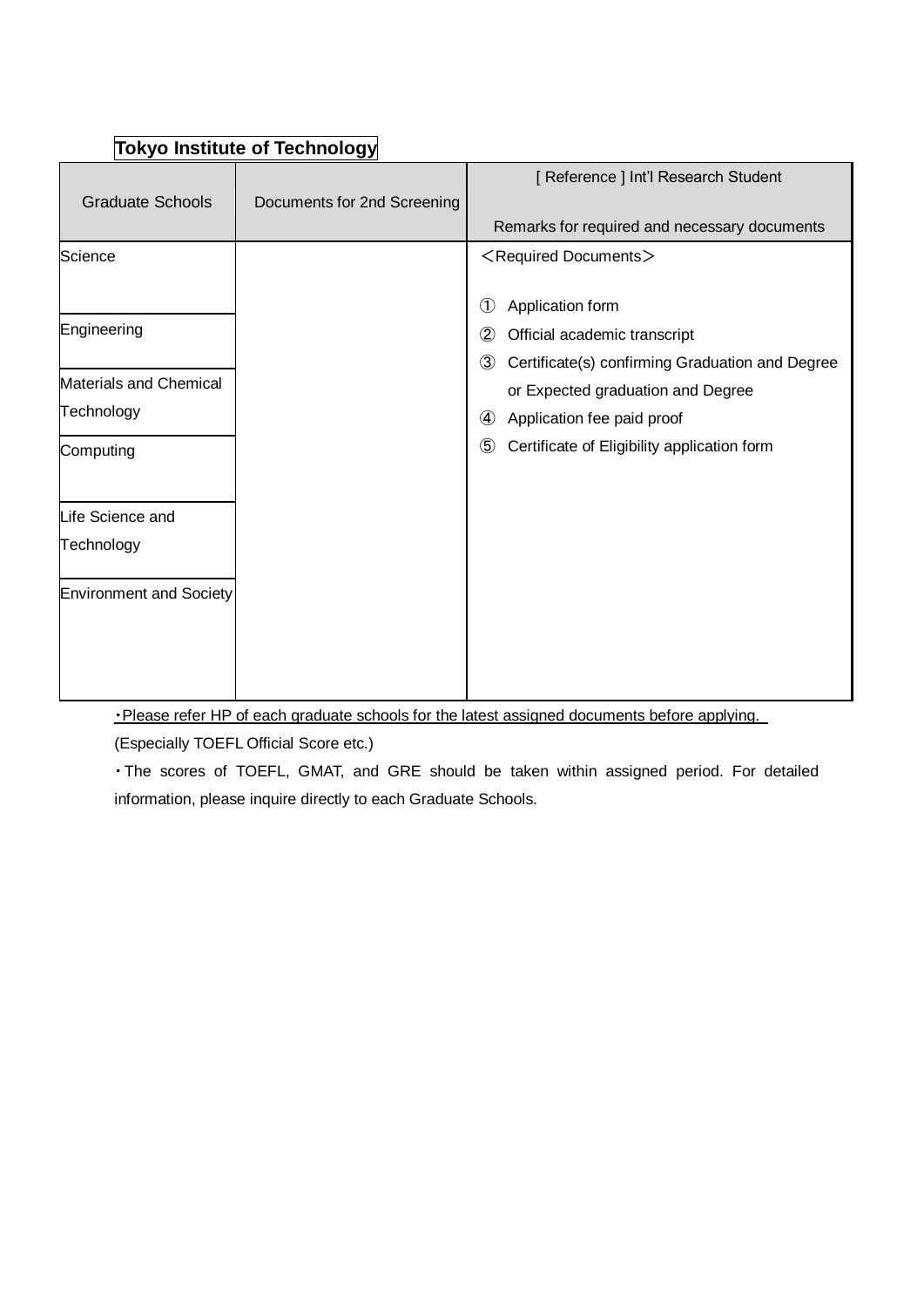**Tokyo Institute of Technology**

| Graduate Schools | Documents for 2nd Screening | [ Reference ] Int'l Research Student<br><br>Remarks for required and necessary documents |
|---|---|---|
| Science | | ＜Required Documents＞<br><br>① Application form<br>② Official academic transcript<br>③ Certificate(s) confirming Graduation and Degree or Expected graduation and Degree<br>④ Application fee paid proof<br>⑤ Certificate of Eligibility application form |
| Engineering | | |
| Materials and Chemical Technology | | |
| Computing | | |
| Life Science and Technology | | |
| Environment and Society | | |

・Please refer HP of each graduate schools for the latest assigned documents before applying.
(Especially TOEFL Official Score etc.)

・The scores of TOEFL, GMAT, and GRE should be taken within assigned period. For detailed information, please inquire directly to each Graduate Schools.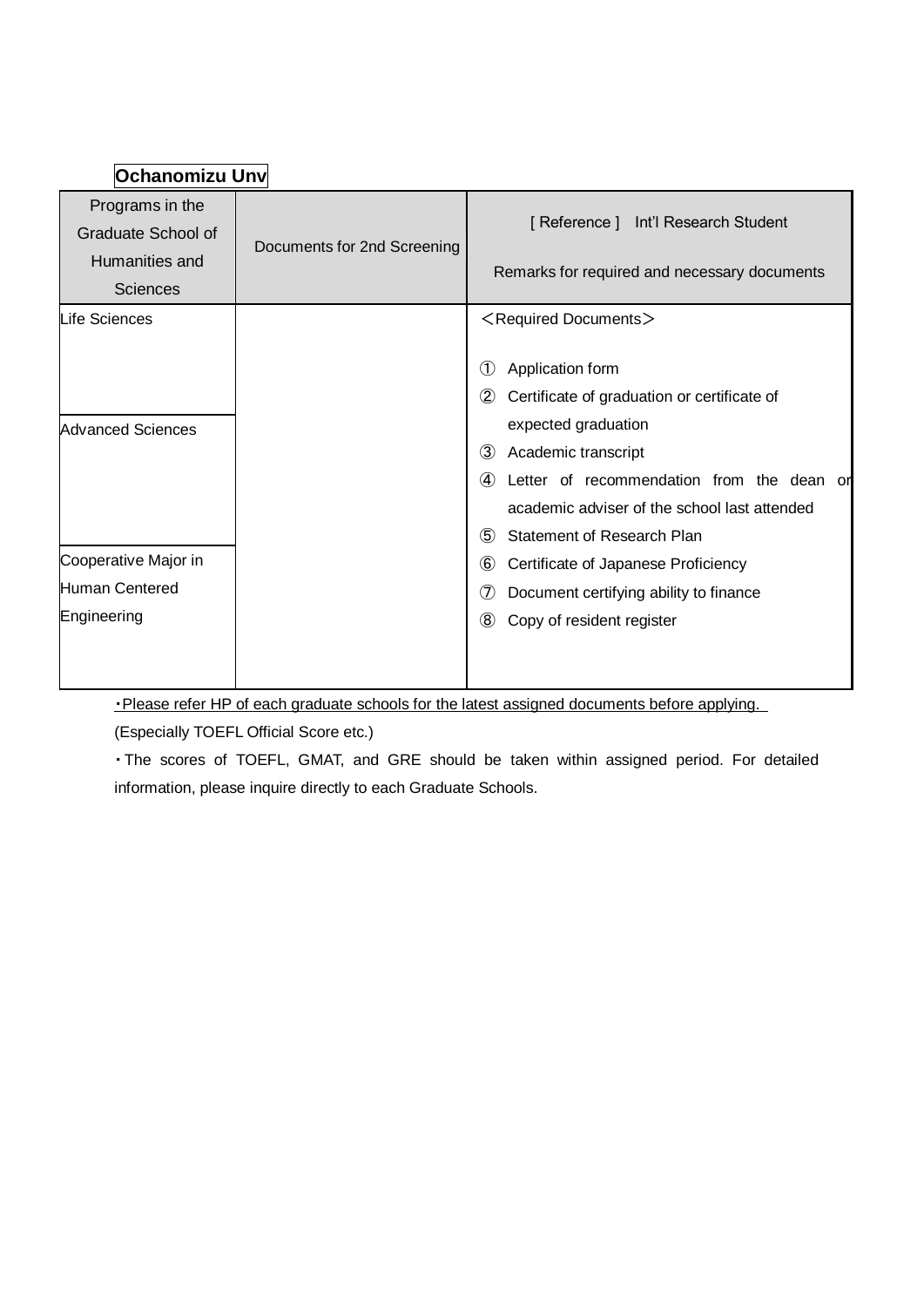**Ochanomizu Unv**

| Programs in the Graduate School of Humanities and Sciences | Documents for 2nd Screening | [ Reference ]　Int'l Research Student<br><br>Remarks for required and necessary documents |
|---|---|---|
| Life Sciences | | ＜Required Documents＞<br><br>① Application form<br>② Certificate of graduation or certificate of expected graduation<br>③ Academic transcript<br>④ Letter of recommendation from the dean or academic adviser of the school last attended<br>⑤ Statement of Research Plan<br>⑥ Certificate of Japanese Proficiency<br>⑦ Document certifying ability to finance<br>⑧ Copy of resident register |
| Advanced Sciences | | |
| Cooperative Major in Human Centered Engineering | | |

・Please refer HP of each graduate schools for the latest assigned documents before applying.
(Especially TOEFL Official Score etc.)

・The scores of TOEFL, GMAT, and GRE should be taken within assigned period. For detailed information, please inquire directly to each Graduate Schools.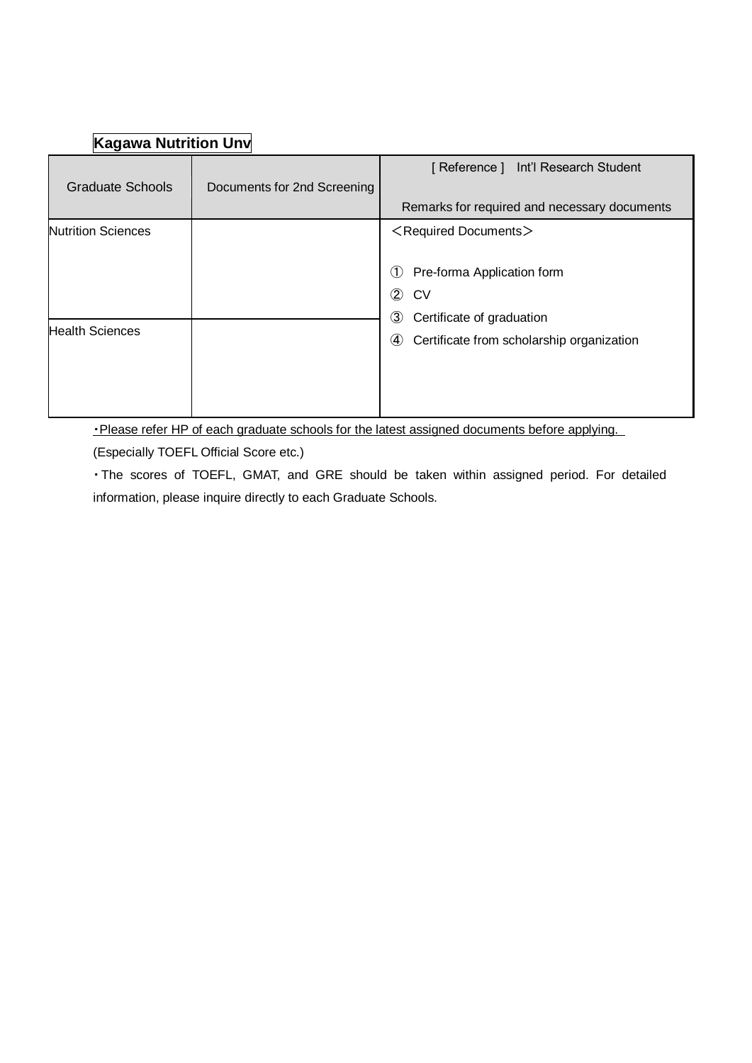**Kagawa Nutrition Unv**

| Graduate Schools | Documents for 2nd Screening | [ Reference ] Int'l Research Student<br><br>Remarks for required and necessary documents |
|---|---|---|
| Nutrition Sciences | | ＜Required Documents＞<br><br>① Pre-forma Application form<br>② CV<br>③ Certificate of graduation<br>④ Certificate from scholarship organization |
| Health Sciences | | |

・Please refer HP of each graduate schools for the latest assigned documents before applying.
(Especially TOEFL Official Score etc.)

・The scores of TOEFL, GMAT, and GRE should be taken within assigned period. For detailed information, please inquire directly to each Graduate Schools.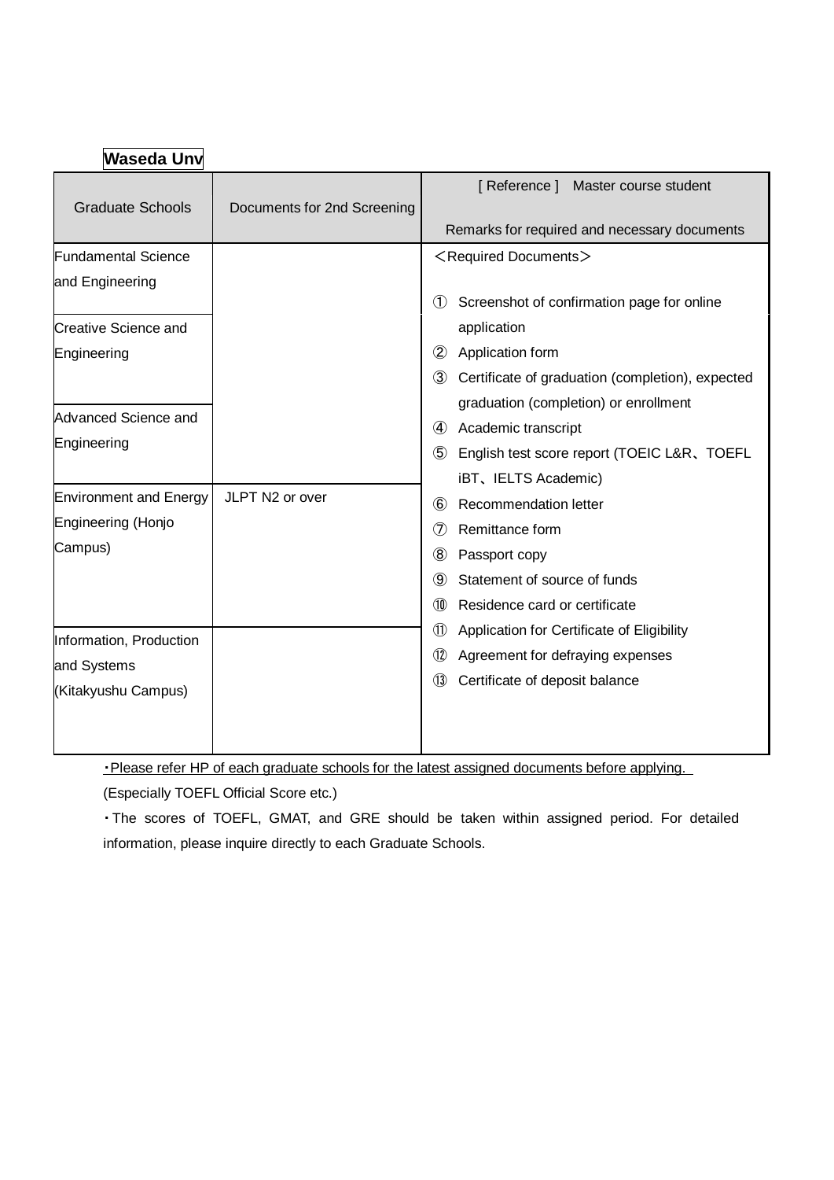**Waseda Unv**

| Graduate Schools | Documents for 2nd Screening | [ Reference ]　Master course student<br><br>Remarks for required and necessary documents |
|---|---|---|
| Fundamental Science and Engineering | | ＜Required Documents＞<br><br>① Screenshot of confirmation page for online application<br>② Application form<br>③ Certificate of graduation (completion), expected graduation (completion) or enrollment<br>④ Academic transcript<br>⑤ English test score report (TOEIC L&R、TOEFL iBT、IELTS Academic)<br>⑥ Recommendation letter<br>⑦ Remittance form<br>⑧ Passport copy<br>⑨ Statement of source of funds<br>⑩ Residence card or certificate<br>⑪ Application for Certificate of Eligibility<br>⑫ Agreement for defraying expenses<br>⑬ Certificate of deposit balance |
| Creative Science and Engineering | | |
| Advanced Science and Engineering | | |
| Environment and Energy Engineering (Honjo Campus) | JLPT N2 or over | |
| Information, Production and Systems (Kitakyushu Campus) | | |

・Please refer HP of each graduate schools for the latest assigned documents before applying.
(Especially TOEFL Official Score etc.)

・The scores of TOEFL, GMAT, and GRE should be taken within assigned period. For detailed information, please inquire directly to each Graduate Schools.